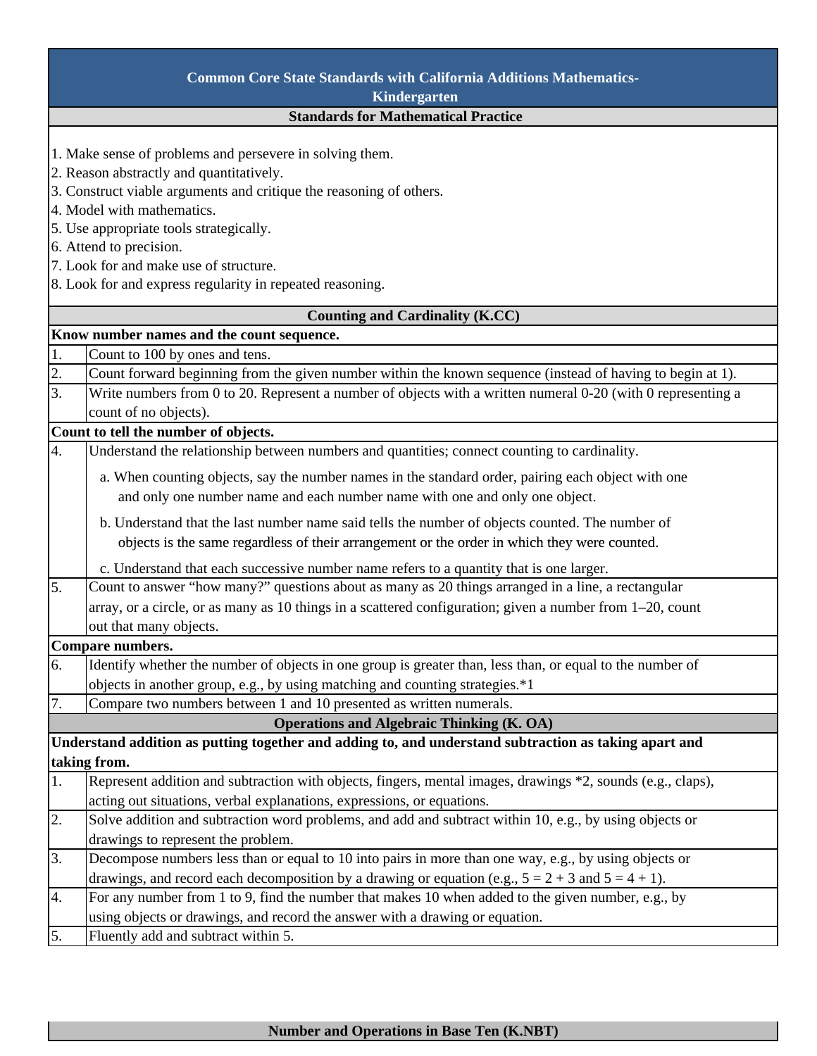# Common Core State Standards with California Additions Mathematics-Kindergarten

## Standards for Mathematical Practice

1. Make sense of problems and persevere in solving them.
2. Reason abstractly and quantitatively.
3. Construct viable arguments and critique the reasoning of others.
4. Model with mathematics.
5. Use appropriate tools strategically.
6. Attend to precision.
7. Look for and make use of structure.
8. Look for and express regularity in repeated reasoning.

## Counting and Cardinality (K.CC)

**Know number names and the count sequence.**

| | |
|---|---|
| 1. | Count to 100 by ones and tens. |
| 2. | Count forward beginning from the given number within the known sequence (instead of having to begin at 1). |
| 3. | Write numbers from 0 to 20. Represent a number of objects with a written numeral 0-20 (with 0 representing a count of no objects). |

**Count to tell the number of objects.**

| | |
|---|---|
| 4. | Understand the relationship between numbers and quantities; connect counting to cardinality.<br>a. When counting objects, say the number names in the standard order, pairing each object with one and only one number name and each number name with one and only one object.<br>b. Understand that the last number name said tells the number of objects counted. The number of objects is the same regardless of their arrangement or the order in which they were counted.<br>c. Understand that each successive number name refers to a quantity that is one larger. |
| 5. | Count to answer "how many?" questions about as many as 20 things arranged in a line, a rectangular array, or a circle, or as many as 10 things in a scattered configuration; given a number from 1–20, count out that many objects. |

**Compare numbers.**

| | |
|---|---|
| 6. | Identify whether the number of objects in one group is greater than, less than, or equal to the number of objects in another group, e.g., by using matching and counting strategies.*1 |
| 7. | Compare two numbers between 1 and 10 presented as written numerals. |

## Operations and Algebraic Thinking (K. OA)

**Understand addition as putting together and adding to, and understand subtraction as taking apart and taking from.**

| | |
|---|---|
| 1. | Represent addition and subtraction with objects, fingers, mental images, drawings *2, sounds (e.g., claps), acting out situations, verbal explanations, expressions, or equations. |
| 2. | Solve addition and subtraction word problems, and add and subtract within 10, e.g., by using objects or drawings to represent the problem. |
| 3. | Decompose numbers less than or equal to 10 into pairs in more than one way, e.g., by using objects or drawings, and record each decomposition by a drawing or equation (e.g., $5 = 2 + 3$ and $5 = 4 + 1$). |
| 4. | For any number from 1 to 9, find the number that makes 10 when added to the given number, e.g., by using objects or drawings, and record the answer with a drawing or equation. |
| 5. | Fluently add and subtract within 5. |

## Number and Operations in Base Ten (K.NBT)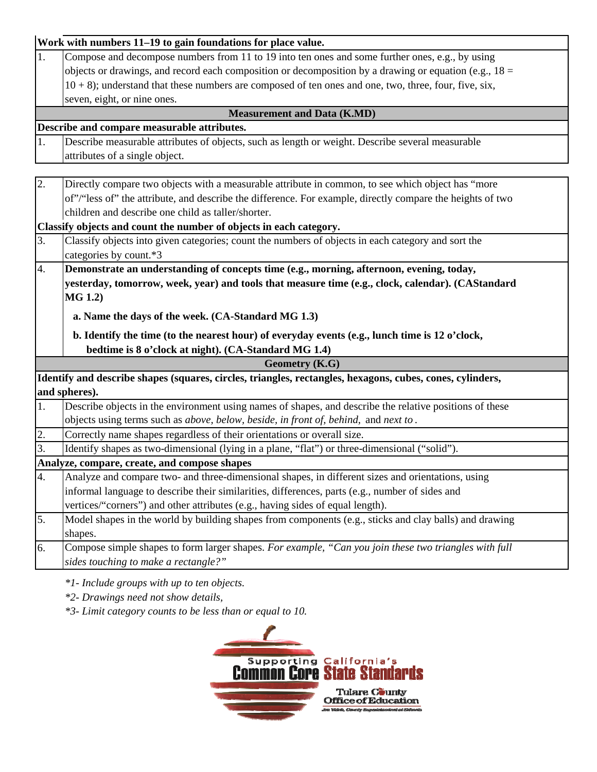**Work with numbers 11–19 to gain foundations for place value.**

| | |
|---|---|
| 1. | Compose and decompose numbers from 11 to 19 into ten ones and some further ones, e.g., by using objects or drawings, and record each composition or decomposition by a drawing or equation (e.g., 18 = 10 + 8); understand that these numbers are composed of ten ones and one, two, three, four, five, six, seven, eight, or nine ones. |

## Measurement and Data (K.MD)

**Describe and compare measurable attributes.**

| | |
|---|---|
| 1. | Describe measurable attributes of objects, such as length or weight. Describe several measurable attributes of a single object. |
| 2. | Directly compare two objects with a measurable attribute in common, to see which object has "more of"/"less of" the attribute, and describe the difference. For example, directly compare the heights of two children and describe one child as taller/shorter. |

**Classify objects and count the number of objects in each category.**

| | |
|---|---|
| 3. | Classify objects into given categories; count the numbers of objects in each category and sort the categories by count.*3 |
| 4. | **Demonstrate an understanding of concepts time (e.g., morning, afternoon, evening, today, yesterday, tomorrow, week, year) and tools that measure time (e.g., clock, calendar). (CAStandard MG 1.2)**<br>**a. Name the days of the week. (CA-Standard MG 1.3)**<br>**b. Identify the time (to the nearest hour) of everyday events (e.g., lunch time is 12 o'clock, bedtime is 8 o'clock at night). (CA-Standard MG 1.4)** |

## Geometry (K.G)

**Identify and describe shapes (squares, circles, triangles, rectangles, hexagons, cubes, cones, cylinders, and spheres).**

| | |
|---|---|
| 1. | Describe objects in the environment using names of shapes, and describe the relative positions of these objects using terms such as *above, below, beside, in front of, behind,* and *next to*. |
| 2. | Correctly name shapes regardless of their orientations or overall size. |
| 3. | Identify shapes as two-dimensional (lying in a plane, "flat") or three-dimensional ("solid"). |

**Analyze, compare, create, and compose shapes**

| | |
|---|---|
| 4. | Analyze and compare two- and three-dimensional shapes, in different sizes and orientations, using informal language to describe their similarities, differences, parts (e.g., number of sides and vertices/"corners") and other attributes (e.g., having sides of equal length). |
| 5. | Model shapes in the world by building shapes from components (e.g., sticks and clay balls) and drawing shapes. |
| 6. | Compose simple shapes to form larger shapes. *For example, "Can you join these two triangles with full sides touching to make a rectangle?"* |

*\*1- Include groups with up to ten objects.*

*\*2- Drawings need not show details,*

*\*3- Limit category counts to be less than or equal to 10.*

Supporting California's Common Core State Standards

Tulare County Office of Education

Jim Vidak, County Superintendent of Schools